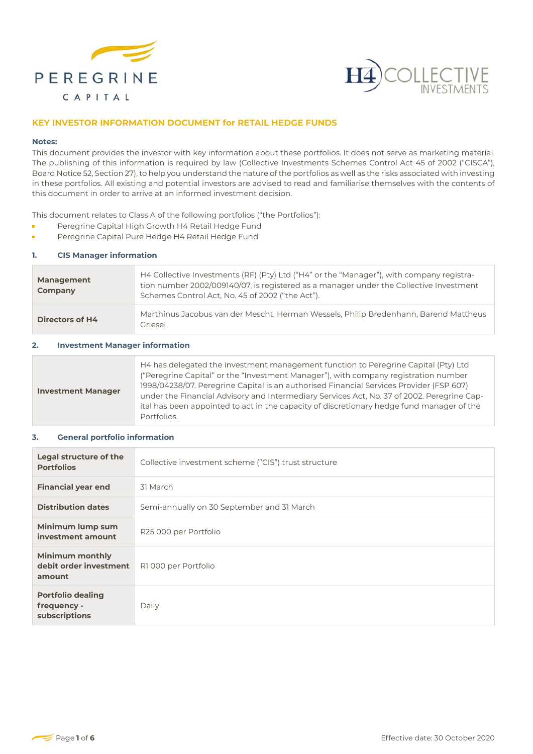PEREGRINE CAPITAL

H4 COLLECTIVE INVESTMENTS

## KEY INVESTOR INFORMATION DOCUMENT for RETAIL HEDGE FUNDS

**Notes:**

This document provides the investor with key information about these portfolios. It does not serve as marketing material. The publishing of this information is required by law (Collective Investments Schemes Control Act 45 of 2002 ("CISCA"), Board Notice 52, Section 27), to help you understand the nature of the portfolios as well as the risks associated with investing in these portfolios. All existing and potential investors are advised to read and familiarise themselves with the contents of this document in order to arrive at an informed investment decision.

This document relates to Class A of the following portfolios ("the Portfolios"):

- Peregrine Capital High Growth H4 Retail Hedge Fund
- Peregrine Capital Pure Hedge H4 Retail Hedge Fund

### 1. CIS Manager information

| | |
|---|---|
| **Management Company** | H4 Collective Investments (RF) (Pty) Ltd ("H4" or the "Manager"), with company registration number 2002/009140/07, is registered as a manager under the Collective Investment Schemes Control Act, No. 45 of 2002 ("the Act"). |
| **Directors of H4** | Marthinus Jacobus van der Mescht, Herman Wessels, Philip Bredenhann, Barend Mattheus Griesel |

### 2. Investment Manager information

| | |
|---|---|
| **Investment Manager** | H4 has delegated the investment management function to Peregrine Capital (Pty) Ltd ("Peregrine Capital" or the "Investment Manager"), with company registration number 1998/04238/07. Peregrine Capital is an authorised Financial Services Provider (FSP 607) under the Financial Advisory and Intermediary Services Act, No. 37 of 2002. Peregrine Capital has been appointed to act in the capacity of discretionary hedge fund manager of the Portfolios. |

### 3. General portfolio information

| | |
|---|---|
| **Legal structure of the Portfolios** | Collective investment scheme ("CIS") trust structure |
| **Financial year end** | 31 March |
| **Distribution dates** | Semi-annually on 30 September and 31 March |
| **Minimum lump sum investment amount** | R25 000 per Portfolio |
| **Minimum monthly debit order investment amount** | R1 000 per Portfolio |
| **Portfolio dealing frequency - subscriptions** | Daily |

Effective date: 30 October 2020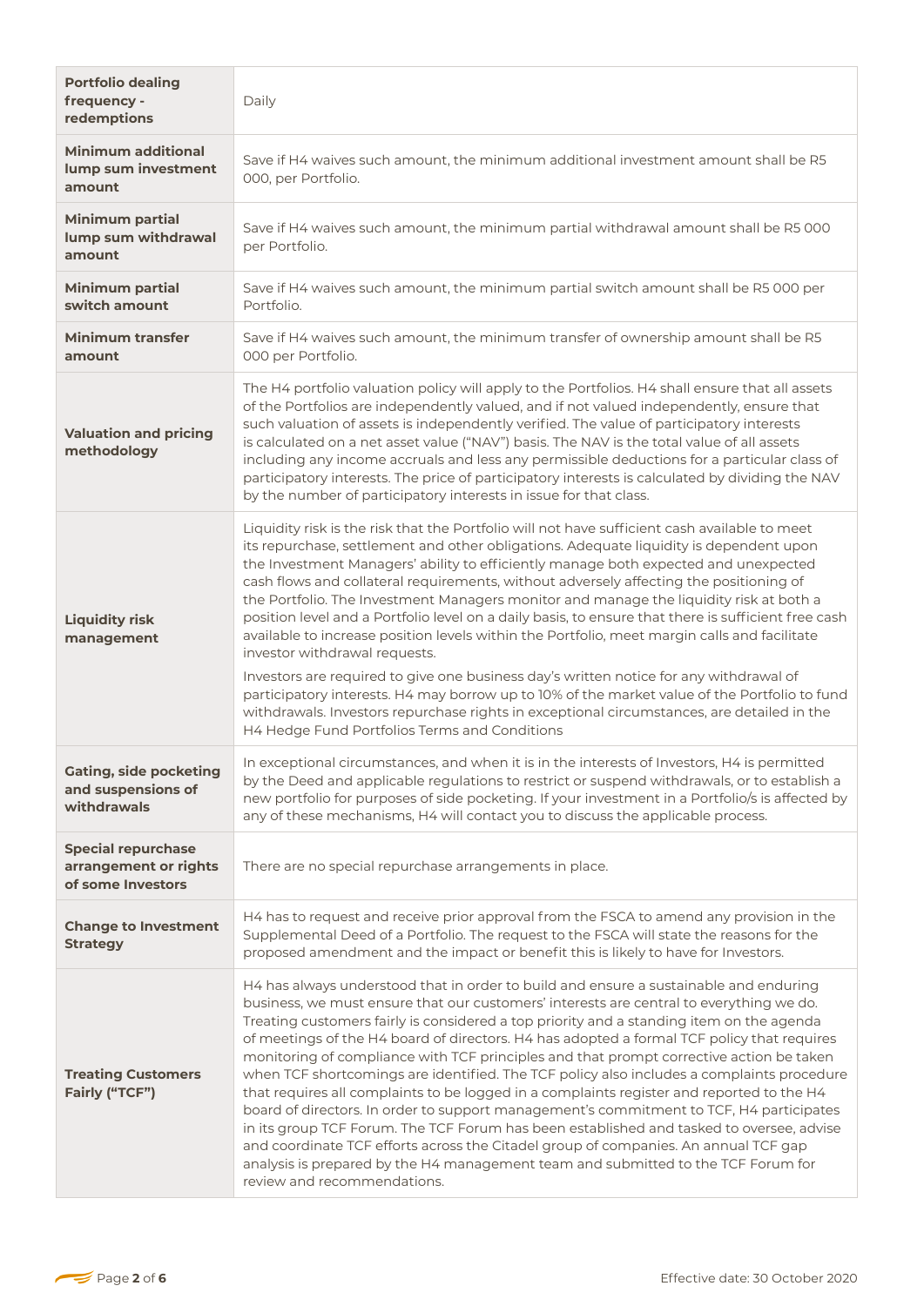| | |
|---|---|
| **Portfolio dealing frequency - redemptions** | Daily |
| **Minimum additional lump sum investment amount** | Save if H4 waives such amount, the minimum additional investment amount shall be R5 000, per Portfolio. |
| **Minimum partial lump sum withdrawal amount** | Save if H4 waives such amount, the minimum partial withdrawal amount shall be R5 000 per Portfolio. |
| **Minimum partial switch amount** | Save if H4 waives such amount, the minimum partial switch amount shall be R5 000 per Portfolio. |
| **Minimum transfer amount** | Save if H4 waives such amount, the minimum transfer of ownership amount shall be R5 000 per Portfolio. |
| **Valuation and pricing methodology** | The H4 portfolio valuation policy will apply to the Portfolios. H4 shall ensure that all assets of the Portfolios are independently valued, and if not valued independently, ensure that such valuation of assets is independently verified. The value of participatory interests is calculated on a net asset value ("NAV") basis. The NAV is the total value of all assets including any income accruals and less any permissible deductions for a particular class of participatory interests. The price of participatory interests is calculated by dividing the NAV by the number of participatory interests in issue for that class. |
| **Liquidity risk management** | Liquidity risk is the risk that the Portfolio will not have sufficient cash available to meet its repurchase, settlement and other obligations. Adequate liquidity is dependent upon the Investment Managers' ability to efficiently manage both expected and unexpected cash flows and collateral requirements, without adversely affecting the positioning of the Portfolio. The Investment Managers monitor and manage the liquidity risk at both a position level and a Portfolio level on a daily basis, to ensure that there is sufficient free cash available to increase position levels within the Portfolio, meet margin calls and facilitate investor withdrawal requests.<br><br>Investors are required to give one business day's written notice for any withdrawal of participatory interests. H4 may borrow up to 10% of the market value of the Portfolio to fund withdrawals. Investors repurchase rights in exceptional circumstances, are detailed in the H4 Hedge Fund Portfolios Terms and Conditions |
| **Gating, side pocketing and suspensions of withdrawals** | In exceptional circumstances, and when it is in the interests of Investors, H4 is permitted by the Deed and applicable regulations to restrict or suspend withdrawals, or to establish a new portfolio for purposes of side pocketing. If your investment in a Portfolio/s is affected by any of these mechanisms, H4 will contact you to discuss the applicable process. |
| **Special repurchase arrangement or rights of some Investors** | There are no special repurchase arrangements in place. |
| **Change to Investment Strategy** | H4 has to request and receive prior approval from the FSCA to amend any provision in the Supplemental Deed of a Portfolio. The request to the FSCA will state the reasons for the proposed amendment and the impact or benefit this is likely to have for Investors. |
| **Treating Customers Fairly ("TCF")** | H4 has always understood that in order to build and ensure a sustainable and enduring business, we must ensure that our customers' interests are central to everything we do. Treating customers fairly is considered a top priority and a standing item on the agenda of meetings of the H4 board of directors. H4 has adopted a formal TCF policy that requires monitoring of compliance with TCF principles and that prompt corrective action be taken when TCF shortcomings are identified. The TCF policy also includes a complaints procedure that requires all complaints to be logged in a complaints register and reported to the H4 board of directors. In order to support management's commitment to TCF, H4 participates in its group TCF Forum. The TCF Forum has been established and tasked to oversee, advise and coordinate TCF efforts across the Citadel group of companies. An annual TCF gap analysis is prepared by the H4 management team and submitted to the TCF Forum for review and recommendations. |

Effective date: 30 October 2020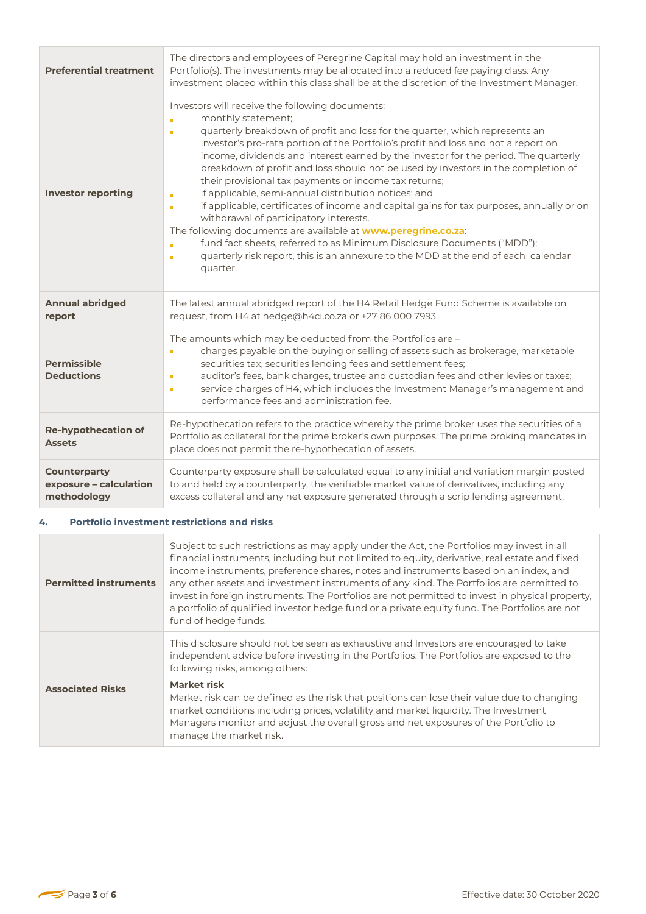| | |
|---|---|
| **Preferential treatment** | The directors and employees of Peregrine Capital may hold an investment in the Portfolio(s). The investments may be allocated into a reduced fee paying class. Any investment placed within this class shall be at the discretion of the Investment Manager. |
| **Investor reporting** | Investors will receive the following documents:<br>- monthly statement;<br>- quarterly breakdown of profit and loss for the quarter, which represents an investor's pro-rata portion of the Portfolio's profit and loss and not a report on income, dividends and interest earned by the investor for the period. The quarterly breakdown of profit and loss should not be used by investors in the completion of their provisional tax payments or income tax returns;<br>- if applicable, semi-annual distribution notices; and<br>- if applicable, certificates of income and capital gains for tax purposes, annually or on withdrawal of participatory interests.<br>The following documents are available at **www.peregrine.co.za**:<br>- fund fact sheets, referred to as Minimum Disclosure Documents ("MDD");<br>- quarterly risk report, this is an annexure to the MDD at the end of each calendar quarter. |
| **Annual abridged report** | The latest annual abridged report of the H4 Retail Hedge Fund Scheme is available on request, from H4 at hedge@h4ci.co.za or +27 86 000 7993. |
| **Permissible Deductions** | The amounts which may be deducted from the Portfolios are –<br>- charges payable on the buying or selling of assets such as brokerage, marketable securities tax, securities lending fees and settlement fees;<br>- auditor's fees, bank charges, trustee and custodian fees and other levies or taxes;<br>- service charges of H4, which includes the Investment Manager's management and performance fees and administration fee. |
| **Re-hypothecation of Assets** | Re-hypothecation refers to the practice whereby the prime broker uses the securities of a Portfolio as collateral for the prime broker's own purposes. The prime broking mandates in place does not permit the re-hypothecation of assets. |
| **Counterparty exposure – calculation methodology** | Counterparty exposure shall be calculated equal to any initial and variation margin posted to and held by a counterparty, the verifiable market value of derivatives, including any excess collateral and any net exposure generated through a scrip lending agreement. |

## 4. Portfolio investment restrictions and risks

| | |
|---|---|
| **Permitted instruments** | Subject to such restrictions as may apply under the Act, the Portfolios may invest in all financial instruments, including but not limited to equity, derivative, real estate and fixed income instruments, preference shares, notes and instruments based on an index, and any other assets and investment instruments of any kind. The Portfolios are permitted to invest in foreign instruments. The Portfolios are not permitted to invest in physical property, a portfolio of qualified investor hedge fund or a private equity fund. The Portfolios are not fund of hedge funds. |
| **Associated Risks** | This disclosure should not be seen as exhaustive and Investors are encouraged to take independent advice before investing in the Portfolios. The Portfolios are exposed to the following risks, among others:<br>**Market risk**<br>Market risk can be defined as the risk that positions can lose their value due to changing market conditions including prices, volatility and market liquidity. The Investment Managers monitor and adjust the overall gross and net exposures of the Portfolio to manage the market risk. |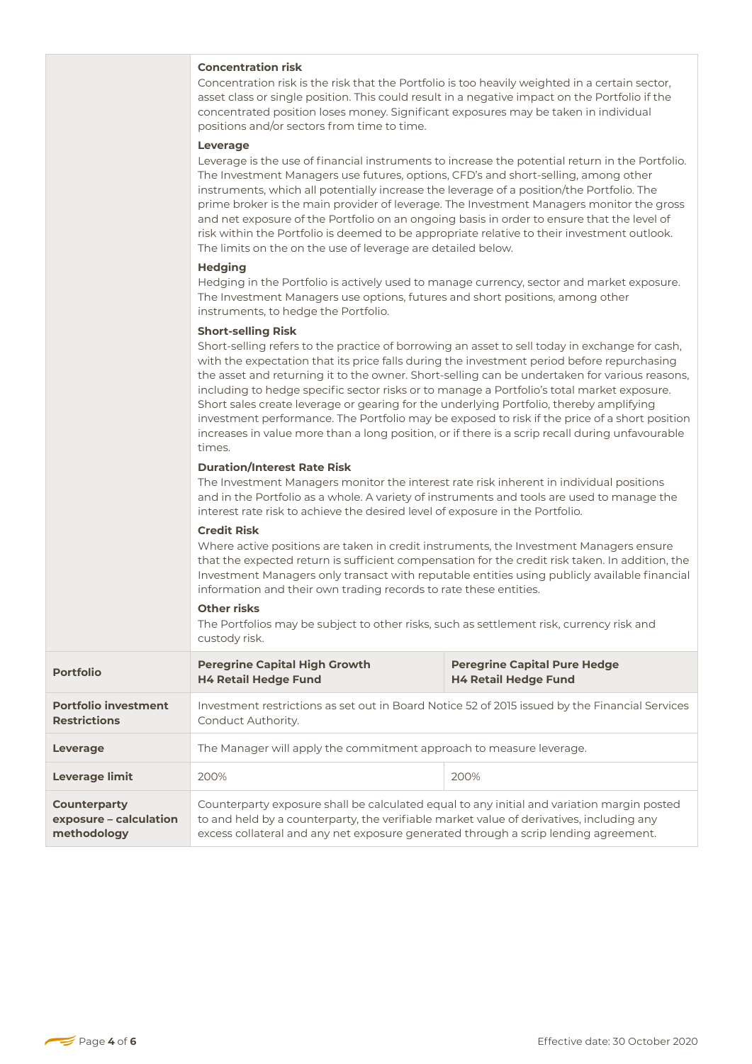| | | |
|---|---|---|
| | **Concentration risk**<br>Concentration risk is the risk that the Portfolio is too heavily weighted in a certain sector, asset class or single position. This could result in a negative impact on the Portfolio if the concentrated position loses money. Significant exposures may be taken in individual positions and/or sectors from time to time.<br>**Leverage**<br>Leverage is the use of financial instruments to increase the potential return in the Portfolio. The Investment Managers use futures, options, CFD's and short-selling, among other instruments, which all potentially increase the leverage of a position/the Portfolio. The prime broker is the main provider of leverage. The Investment Managers monitor the gross and net exposure of the Portfolio on an ongoing basis in order to ensure that the level of risk within the Portfolio is deemed to be appropriate relative to their investment outlook. The limits on the on the use of leverage are detailed below.<br>**Hedging**<br>Hedging in the Portfolio is actively used to manage currency, sector and market exposure. The Investment Managers use options, futures and short positions, among other instruments, to hedge the Portfolio.<br>**Short-selling Risk**<br>Short-selling refers to the practice of borrowing an asset to sell today in exchange for cash, with the expectation that its price falls during the investment period before repurchasing the asset and returning it to the owner. Short-selling can be undertaken for various reasons, including to hedge specific sector risks or to manage a Portfolio's total market exposure. Short sales create leverage or gearing for the underlying Portfolio, thereby amplifying investment performance. The Portfolio may be exposed to risk if the price of a short position increases in value more than a long position, or if there is a scrip recall during unfavourable times.<br>**Duration/Interest Rate Risk**<br>The Investment Managers monitor the interest rate risk inherent in individual positions and in the Portfolio as a whole. A variety of instruments and tools are used to manage the interest rate risk to achieve the desired level of exposure in the Portfolio.<br>**Credit Risk**<br>Where active positions are taken in credit instruments, the Investment Managers ensure that the expected return is sufficient compensation for the credit risk taken. In addition, the Investment Managers only transact with reputable entities using publicly available financial information and their own trading records to rate these entities.<br>**Other risks**<br>The Portfolios may be subject to other risks, such as settlement risk, currency risk and custody risk. | |
| **Portfolio** | **Peregrine Capital High Growth H4 Retail Hedge Fund** | **Peregrine Capital Pure Hedge H4 Retail Hedge Fund** |
| **Portfolio investment Restrictions** | Investment restrictions as set out in Board Notice 52 of 2015 issued by the Financial Services Conduct Authority. | |
| **Leverage** | The Manager will apply the commitment approach to measure leverage. | |
| **Leverage limit** | 200% | 200% |
| **Counterparty exposure – calculation methodology** | Counterparty exposure shall be calculated equal to any initial and variation margin posted to and held by a counterparty, the verifiable market value of derivatives, including any excess collateral and any net exposure generated through a scrip lending agreement. | |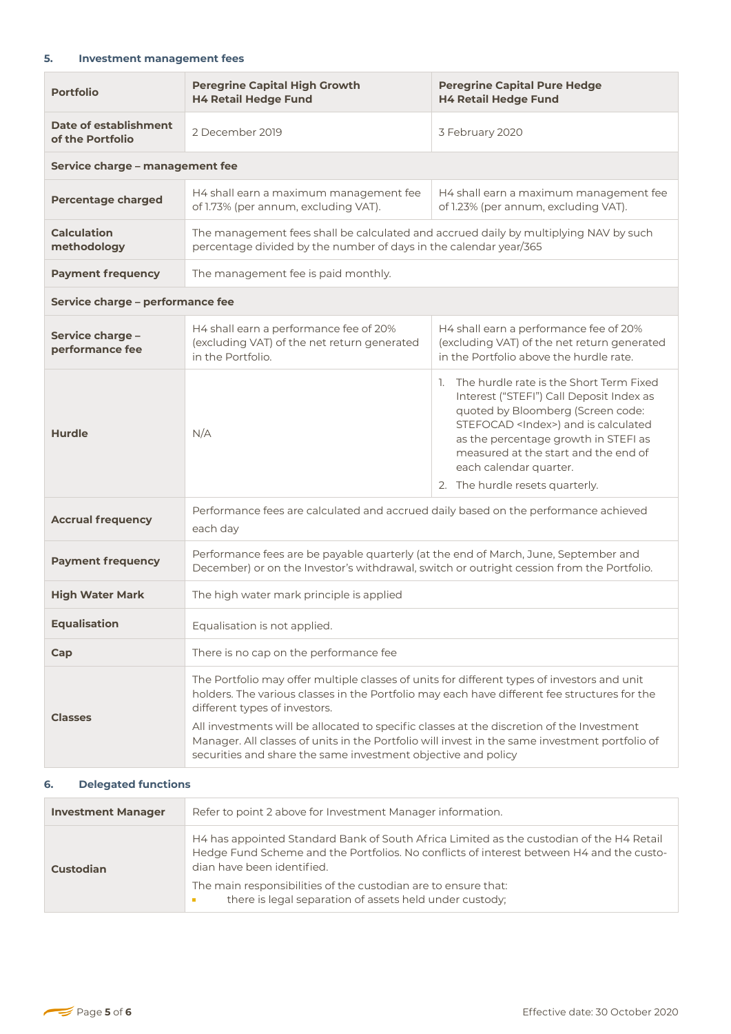## 5. Investment management fees

| Portfolio | Peregrine Capital High Growth H4 Retail Hedge Fund | Peregrine Capital Pure Hedge H4 Retail Hedge Fund |
|---|---|---|
| Date of establishment of the Portfolio | 2 December 2019 | 3 February 2020 |
| **Service charge – management fee** | | |
| Percentage charged | H4 shall earn a maximum management fee of 1.73% (per annum, excluding VAT). | H4 shall earn a maximum management fee of 1.23% (per annum, excluding VAT). |
| Calculation methodology | The management fees shall be calculated and accrued daily by multiplying NAV by such percentage divided by the number of days in the calendar year/365 | |
| Payment frequency | The management fee is paid monthly. | |
| **Service charge – performance fee** | | |
| Service charge – performance fee | H4 shall earn a performance fee of 20% (excluding VAT) of the net return generated in the Portfolio. | H4 shall earn a performance fee of 20% (excluding VAT) of the net return generated in the Portfolio above the hurdle rate. |
| Hurdle | N/A | 1. The hurdle rate is the Short Term Fixed Interest ("STEFI") Call Deposit Index as quoted by Bloomberg (Screen code: STEFOCAD <Index>) and is calculated as the percentage growth in STEFI as measured at the start and the end of each calendar quarter. 2. The hurdle resets quarterly. |
| Accrual frequency | Performance fees are calculated and accrued daily based on the performance achieved each day | |
| Payment frequency | Performance fees are be payable quarterly (at the end of March, June, September and December) or on the Investor's withdrawal, switch or outright cession from the Portfolio. | |
| High Water Mark | The high water mark principle is applied | |
| Equalisation | Equalisation is not applied. | |
| Cap | There is no cap on the performance fee | |
| Classes | The Portfolio may offer multiple classes of units for different types of investors and unit holders. The various classes in the Portfolio may each have different fee structures for the different types of investors. All investments will be allocated to specific classes at the discretion of the Investment Manager. All classes of units in the Portfolio will invest in the same investment portfolio of securities and share the same investment objective and policy | |

## 6. Delegated functions

| | |
|---|---|
| Investment Manager | Refer to point 2 above for Investment Manager information. |
| Custodian | H4 has appointed Standard Bank of South Africa Limited as the custodian of the H4 Retail Hedge Fund Scheme and the Portfolios. No conflicts of interest between H4 and the custodian have been identified. The main responsibilities of the custodian are to ensure that: • there is legal separation of assets held under custody; |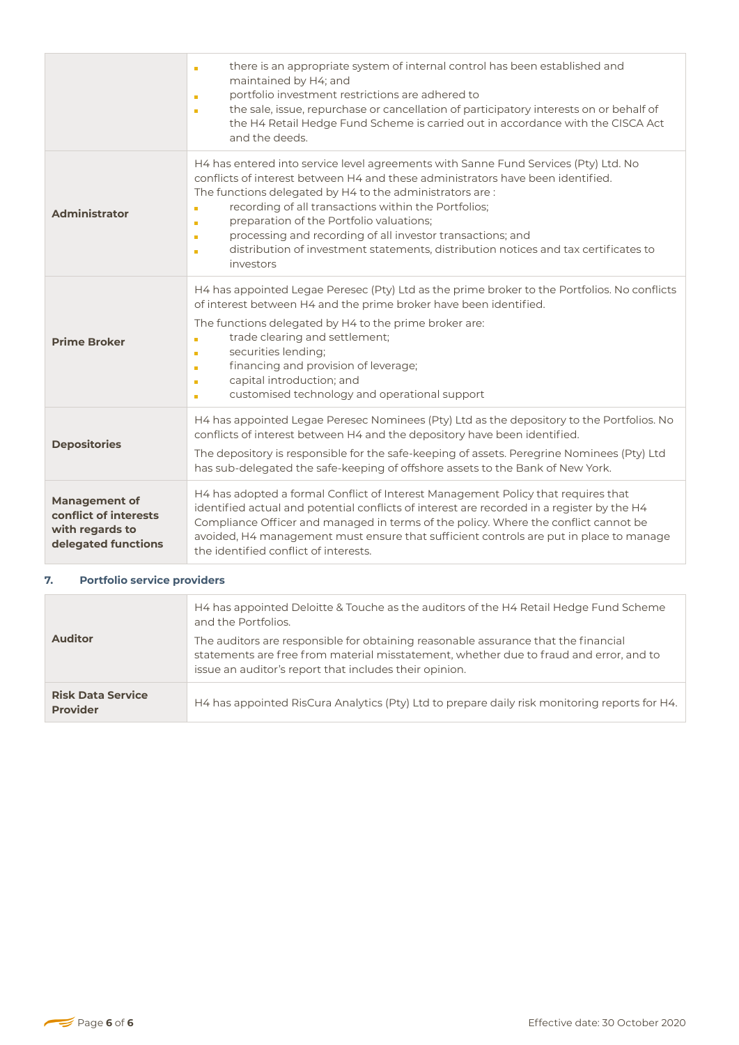| | |
|---|---|
| | - there is an appropriate system of internal control has been established and maintained by H4; and<br>- portfolio investment restrictions are adhered to<br>- the sale, issue, repurchase or cancellation of participatory interests on or behalf of the H4 Retail Hedge Fund Scheme is carried out in accordance with the CISCA Act and the deeds. |
| **Administrator** | H4 has entered into service level agreements with Sanne Fund Services (Pty) Ltd. No conflicts of interest between H4 and these administrators have been identified.<br>The functions delegated by H4 to the administrators are :<br>- recording of all transactions within the Portfolios;<br>- preparation of the Portfolio valuations;<br>- processing and recording of all investor transactions; and<br>- distribution of investment statements, distribution notices and tax certificates to investors |
| **Prime Broker** | H4 has appointed Legae Peresec (Pty) Ltd as the prime broker to the Portfolios. No conflicts of interest between H4 and the prime broker have been identified.<br>The functions delegated by H4 to the prime broker are:<br>- trade clearing and settlement;<br>- securities lending;<br>- financing and provision of leverage;<br>- capital introduction; and<br>- customised technology and operational support |
| **Depositories** | H4 has appointed Legae Peresec Nominees (Pty) Ltd as the depository to the Portfolios. No conflicts of interest between H4 and the depository have been identified.<br>The depository is responsible for the safe-keeping of assets. Peregrine Nominees (Pty) Ltd has sub-delegated the safe-keeping of offshore assets to the Bank of New York. |
| **Management of conflict of interests with regards to delegated functions** | H4 has adopted a formal Conflict of Interest Management Policy that requires that identified actual and potential conflicts of interest are recorded in a register by the H4 Compliance Officer and managed in terms of the policy. Where the conflict cannot be avoided, H4 management must ensure that sufficient controls are put in place to manage the identified conflict of interests. |

## 7. Portfolio service providers

| | |
|---|---|
| **Auditor** | H4 has appointed Deloitte & Touche as the auditors of the H4 Retail Hedge Fund Scheme and the Portfolios.<br>The auditors are responsible for obtaining reasonable assurance that the financial statements are free from material misstatement, whether due to fraud and error, and to issue an auditor's report that includes their opinion. |
| **Risk Data Service Provider** | H4 has appointed RisCura Analytics (Pty) Ltd to prepare daily risk monitoring reports for H4. |

Effective date: 30 October 2020